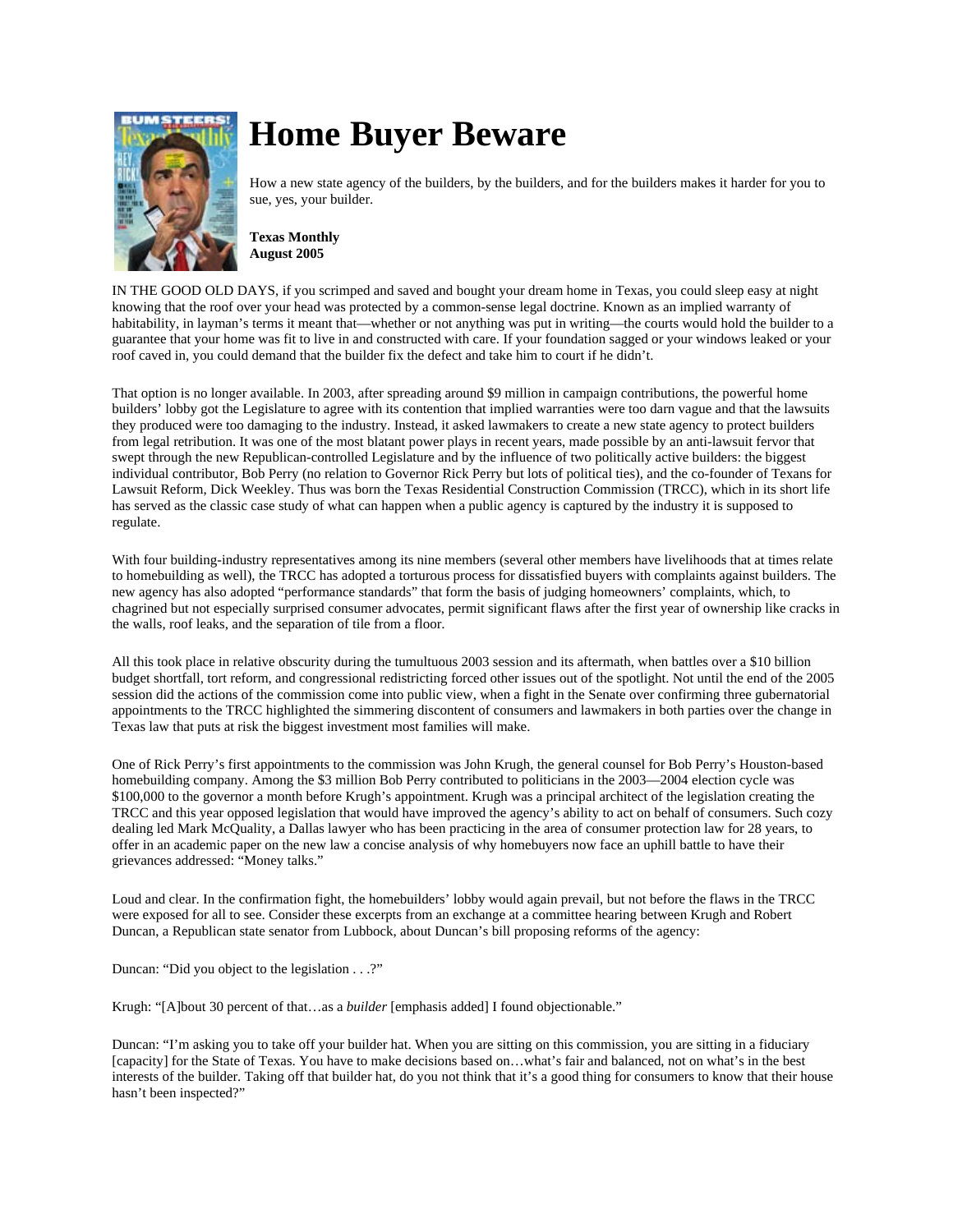# Home Buyer Beware

How a new state agency of the builders, by the builders, and for the builders makes it harder for you to sue, yes, your builder.

**Texas Monthly**
**August 2005**

IN THE GOOD OLD DAYS, if you scrimped and saved and bought your dream home in Texas, you could sleep easy at night knowing that the roof over your head was protected by a common-sense legal doctrine. Known as an implied warranty of habitability, in layman's terms it meant that—whether or not anything was put in writing—the courts would hold the builder to a guarantee that your home was fit to live in and constructed with care. If your foundation sagged or your windows leaked or your roof caved in, you could demand that the builder fix the defect and take him to court if he didn't.

That option is no longer available. In 2003, after spreading around $9 million in campaign contributions, the powerful home builders' lobby got the Legislature to agree with its contention that implied warranties were too darn vague and that the lawsuits they produced were too damaging to the industry. Instead, it asked lawmakers to create a new state agency to protect builders from legal retribution. It was one of the most blatant power plays in recent years, made possible by an anti-lawsuit fervor that swept through the new Republican-controlled Legislature and by the influence of two politically active builders: the biggest individual contributor, Bob Perry (no relation to Governor Rick Perry but lots of political ties), and the co-founder of Texans for Lawsuit Reform, Dick Weekley. Thus was born the Texas Residential Construction Commission (TRCC), which in its short life has served as the classic case study of what can happen when a public agency is captured by the industry it is supposed to regulate.

With four building-industry representatives among its nine members (several other members have livelihoods that at times relate to homebuilding as well), the TRCC has adopted a torturous process for dissatisfied buyers with complaints against builders. The new agency has also adopted "performance standards" that form the basis of judging homeowners' complaints, which, to chagrined but not especially surprised consumer advocates, permit significant flaws after the first year of ownership like cracks in the walls, roof leaks, and the separation of tile from a floor.

All this took place in relative obscurity during the tumultuous 2003 session and its aftermath, when battles over a $10 billion budget shortfall, tort reform, and congressional redistricting forced other issues out of the spotlight. Not until the end of the 2005 session did the actions of the commission come into public view, when a fight in the Senate over confirming three gubernatorial appointments to the TRCC highlighted the simmering discontent of consumers and lawmakers in both parties over the change in Texas law that puts at risk the biggest investment most families will make.

One of Rick Perry's first appointments to the commission was John Krugh, the general counsel for Bob Perry's Houston-based homebuilding company. Among the $3 million Bob Perry contributed to politicians in the 2003—2004 election cycle was $100,000 to the governor a month before Krugh's appointment. Krugh was a principal architect of the legislation creating the TRCC and this year opposed legislation that would have improved the agency's ability to act on behalf of consumers. Such cozy dealing led Mark McQuality, a Dallas lawyer who has been practicing in the area of consumer protection law for 28 years, to offer in an academic paper on the new law a concise analysis of why homebuyers now face an uphill battle to have their grievances addressed: "Money talks."

Loud and clear. In the confirmation fight, the homebuilders' lobby would again prevail, but not before the flaws in the TRCC were exposed for all to see. Consider these excerpts from an exchange at a committee hearing between Krugh and Robert Duncan, a Republican state senator from Lubbock, about Duncan's bill proposing reforms of the agency:

Duncan: "Did you object to the legislation . . .?"

Krugh: "[A]bout 30 percent of that…as a *builder* [emphasis added] I found objectionable."

Duncan: "I'm asking you to take off your builder hat. When you are sitting on this commission, you are sitting in a fiduciary [capacity] for the State of Texas. You have to make decisions based on…what's fair and balanced, not on what's in the best interests of the builder. Taking off that builder hat, do you not think that it's a good thing for consumers to know that their house hasn't been inspected?"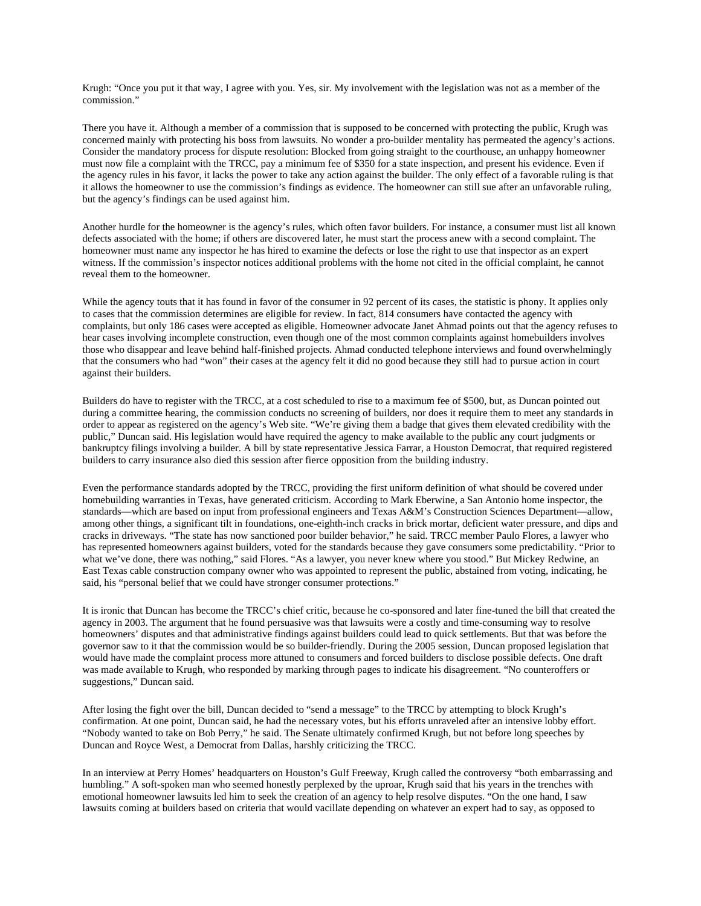Krugh: "Once you put it that way, I agree with you. Yes, sir. My involvement with the legislation was not as a member of the commission."

There you have it. Although a member of a commission that is supposed to be concerned with protecting the public, Krugh was concerned mainly with protecting his boss from lawsuits. No wonder a pro-builder mentality has permeated the agency's actions. Consider the mandatory process for dispute resolution: Blocked from going straight to the courthouse, an unhappy homeowner must now file a complaint with the TRCC, pay a minimum fee of $350 for a state inspection, and present his evidence. Even if the agency rules in his favor, it lacks the power to take any action against the builder. The only effect of a favorable ruling is that it allows the homeowner to use the commission's findings as evidence. The homeowner can still sue after an unfavorable ruling, but the agency's findings can be used against him.

Another hurdle for the homeowner is the agency's rules, which often favor builders. For instance, a consumer must list all known defects associated with the home; if others are discovered later, he must start the process anew with a second complaint. The homeowner must name any inspector he has hired to examine the defects or lose the right to use that inspector as an expert witness. If the commission's inspector notices additional problems with the home not cited in the official complaint, he cannot reveal them to the homeowner.

While the agency touts that it has found in favor of the consumer in 92 percent of its cases, the statistic is phony. It applies only to cases that the commission determines are eligible for review. In fact, 814 consumers have contacted the agency with complaints, but only 186 cases were accepted as eligible. Homeowner advocate Janet Ahmad points out that the agency refuses to hear cases involving incomplete construction, even though one of the most common complaints against homebuilders involves those who disappear and leave behind half-finished projects. Ahmad conducted telephone interviews and found overwhelmingly that the consumers who had "won" their cases at the agency felt it did no good because they still had to pursue action in court against their builders.

Builders do have to register with the TRCC, at a cost scheduled to rise to a maximum fee of $500, but, as Duncan pointed out during a committee hearing, the commission conducts no screening of builders, nor does it require them to meet any standards in order to appear as registered on the agency's Web site. "We're giving them a badge that gives them elevated credibility with the public," Duncan said. His legislation would have required the agency to make available to the public any court judgments or bankruptcy filings involving a builder. A bill by state representative Jessica Farrar, a Houston Democrat, that required registered builders to carry insurance also died this session after fierce opposition from the building industry.

Even the performance standards adopted by the TRCC, providing the first uniform definition of what should be covered under homebuilding warranties in Texas, have generated criticism. According to Mark Eberwine, a San Antonio home inspector, the standards—which are based on input from professional engineers and Texas A&M's Construction Sciences Department—allow, among other things, a significant tilt in foundations, one-eighth-inch cracks in brick mortar, deficient water pressure, and dips and cracks in driveways. "The state has now sanctioned poor builder behavior," he said. TRCC member Paulo Flores, a lawyer who has represented homeowners against builders, voted for the standards because they gave consumers some predictability. "Prior to what we've done, there was nothing," said Flores. "As a lawyer, you never knew where you stood." But Mickey Redwine, an East Texas cable construction company owner who was appointed to represent the public, abstained from voting, indicating, he said, his "personal belief that we could have stronger consumer protections."

It is ironic that Duncan has become the TRCC's chief critic, because he co-sponsored and later fine-tuned the bill that created the agency in 2003. The argument that he found persuasive was that lawsuits were a costly and time-consuming way to resolve homeowners' disputes and that administrative findings against builders could lead to quick settlements. But that was before the governor saw to it that the commission would be so builder-friendly. During the 2005 session, Duncan proposed legislation that would have made the complaint process more attuned to consumers and forced builders to disclose possible defects. One draft was made available to Krugh, who responded by marking through pages to indicate his disagreement. "No counteroffers or suggestions," Duncan said.

After losing the fight over the bill, Duncan decided to "send a message" to the TRCC by attempting to block Krugh's confirmation. At one point, Duncan said, he had the necessary votes, but his efforts unraveled after an intensive lobby effort. "Nobody wanted to take on Bob Perry," he said. The Senate ultimately confirmed Krugh, but not before long speeches by Duncan and Royce West, a Democrat from Dallas, harshly criticizing the TRCC.

In an interview at Perry Homes' headquarters on Houston's Gulf Freeway, Krugh called the controversy "both embarrassing and humbling." A soft-spoken man who seemed honestly perplexed by the uproar, Krugh said that his years in the trenches with emotional homeowner lawsuits led him to seek the creation of an agency to help resolve disputes. "On the one hand, I saw lawsuits coming at builders based on criteria that would vacillate depending on whatever an expert had to say, as opposed to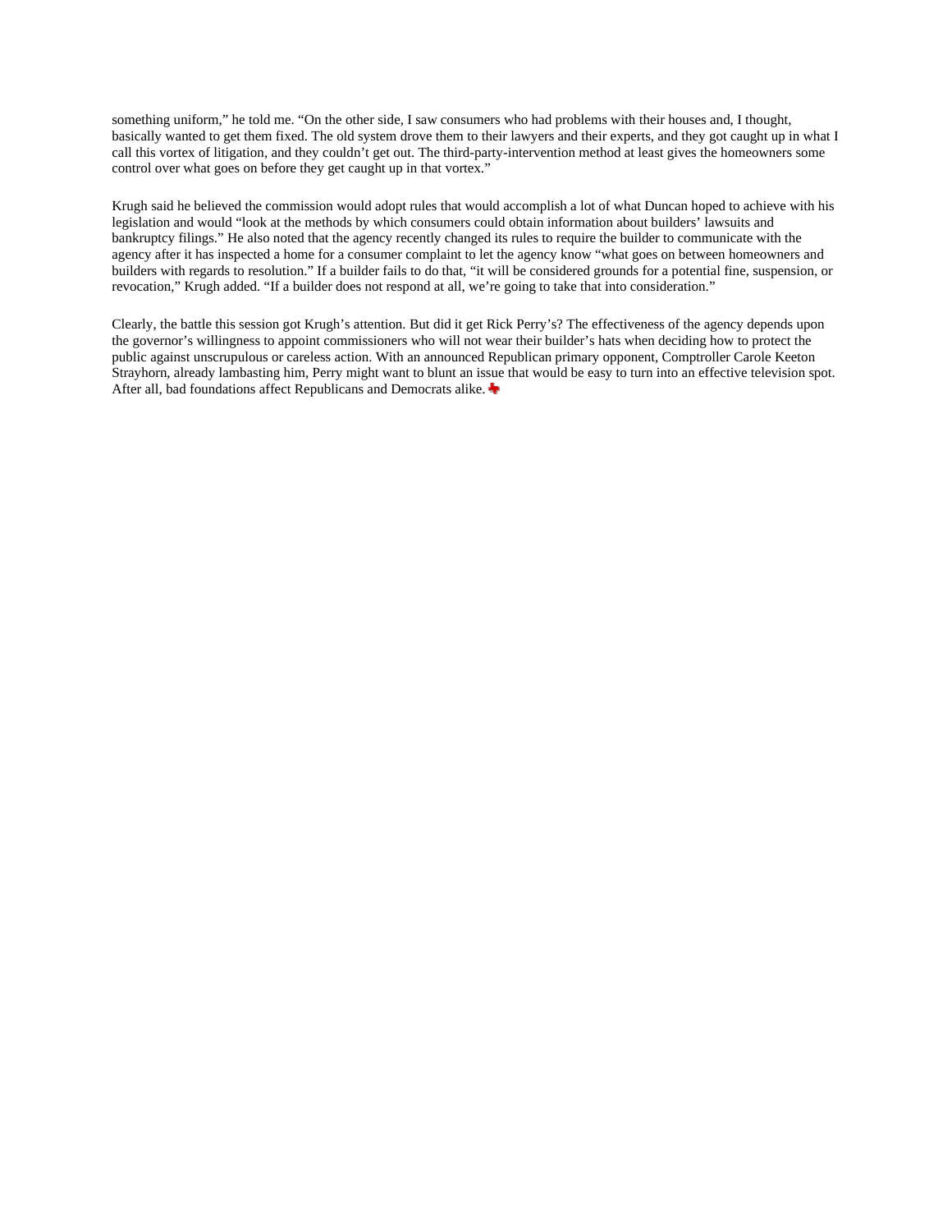something uniform," he told me. "On the other side, I saw consumers who had problems with their houses and, I thought, basically wanted to get them fixed. The old system drove them to their lawyers and their experts, and they got caught up in what I call this vortex of litigation, and they couldn't get out. The third-party-intervention method at least gives the homeowners some control over what goes on before they get caught up in that vortex."

Krugh said he believed the commission would adopt rules that would accomplish a lot of what Duncan hoped to achieve with his legislation and would "look at the methods by which consumers could obtain information about builders' lawsuits and bankruptcy filings." He also noted that the agency recently changed its rules to require the builder to communicate with the agency after it has inspected a home for a consumer complaint to let the agency know "what goes on between homeowners and builders with regards to resolution." If a builder fails to do that, "it will be considered grounds for a potential fine, suspension, or revocation," Krugh added. "If a builder does not respond at all, we're going to take that into consideration."

Clearly, the battle this session got Krugh's attention. But did it get Rick Perry's? The effectiveness of the agency depends upon the governor's willingness to appoint commissioners who will not wear their builder's hats when deciding how to protect the public against unscrupulous or careless action. With an announced Republican primary opponent, Comptroller Carole Keeton Strayhorn, already lambasting him, Perry might want to blunt an issue that would be easy to turn into an effective television spot. After all, bad foundations affect Republicans and Democrats alike.